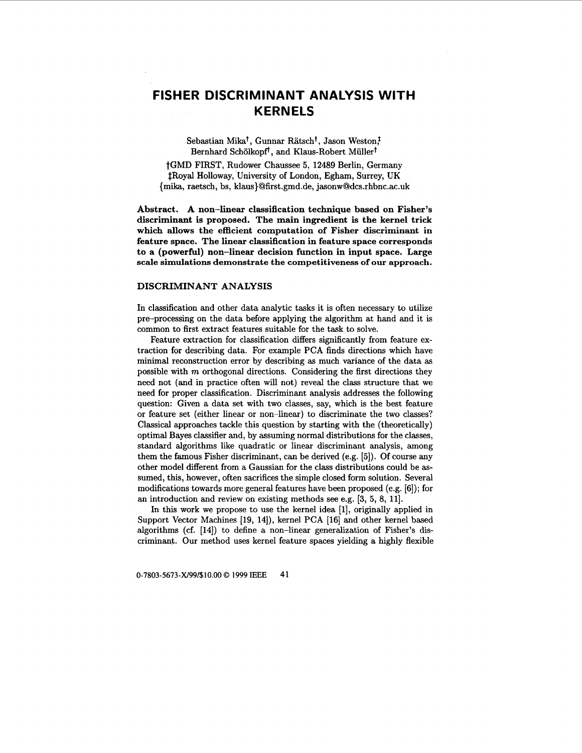# FISHER DISCRIMINANT ANALYSIS WITH KERNELS

Sebastian Mika[†], Gunnar Rätsch[†], Jason Weston[‡]  
Bernhard Schölkopf[†], and Klaus-Robert Müller[†]

[†]GMD FIRST, Rudower Chaussee 5, 12489 Berlin, Germany  
[‡]Royal Holloway, University of London, Egham, Surrey, UK  
{mika, raetsch, bs, klaus}@first.gmd.de, jasonw@dcs.rhbnc.ac.uk

**Abstract. A non-linear classification technique based on Fisher's discriminant is proposed. The main ingredient is the kernel trick which allows the efficient computation of Fisher discriminant in feature space. The linear classification in feature space corresponds to a (powerful) non-linear decision function in input space. Large scale simulations demonstrate the competitiveness of our approach.**

## DISCRIMINANT ANALYSIS

In classification and other data analytic tasks it is often necessary to utilize pre-processing on the data before applying the algorithm at hand and it is common to first extract features suitable for the task to solve.

Feature extraction for classification differs significantly from feature extraction for describing data. For example PCA finds directions which have minimal reconstruction error by describing as much variance of the data as possible with $m$ orthogonal directions. Considering the first directions they need not (and in practice often will not) reveal the class structure that we need for proper classification. Discriminant analysis addresses the following question: Given a data set with two classes, say, which is the best feature or feature set (either linear or non-linear) to discriminate the two classes? Classical approaches tackle this question by starting with the (theoretically) optimal Bayes classifier and, by assuming normal distributions for the classes, standard algorithms like quadratic or linear discriminant analysis, among them the famous Fisher discriminant, can be derived (e.g. [5]). Of course any other model different from a Gaussian for the class distributions could be assumed, this, however, often sacrifices the simple closed form solution. Several modifications towards more general features have been proposed (e.g. [6]); for an introduction and review on existing methods see e.g. [3, 5, 8, 11].

In this work we propose to use the kernel idea [1], originally applied in Support Vector Machines [19, 14]), kernel PCA [16] and other kernel based algorithms (cf. [14]) to define a non-linear generalization of Fisher's discriminant. Our method uses kernel feature spaces yielding a highly flexible

0-7803-5673-X/99/$10.00 © 1999 IEEE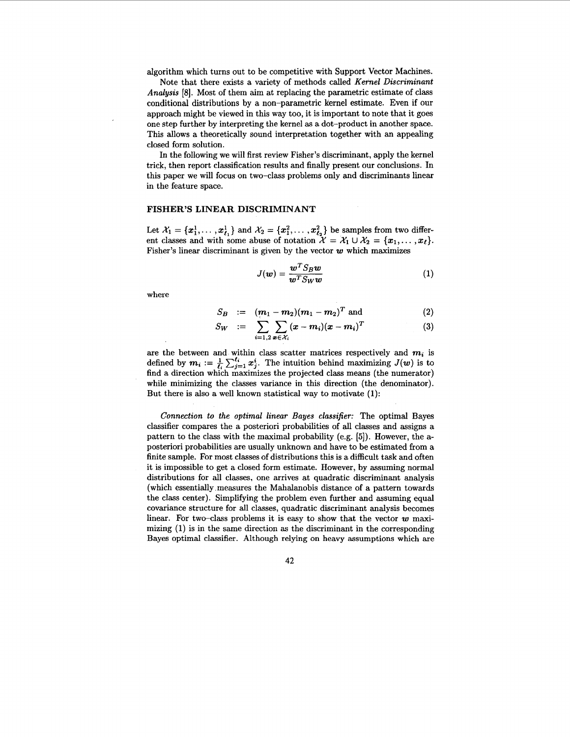algorithm which turns out to be competitive with Support Vector Machines.

Note that there exists a variety of methods called *Kernel Discriminant Analysis* [8]. Most of them aim at replacing the parametric estimate of class conditional distributions by a non–parametric kernel estimate. Even if our approach might be viewed in this way too, it is important to note that it goes one step further by interpreting the kernel as a dot–product in another space. This allows a theoretically sound interpretation together with an appealing closed form solution.

In the following we will first review Fisher's discriminant, apply the kernel trick, then report classification results and finally present our conclusions. In this paper we will focus on two–class problems only and discriminants linear in the feature space.

## FISHER'S LINEAR DISCRIMINANT

Let $\mathcal{X}_1 = \{\boldsymbol{x}_1^1, \ldots, \boldsymbol{x}_{\ell_1}^1\}$ and $\mathcal{X}_2 = \{\boldsymbol{x}_1^2, \ldots, \boldsymbol{x}_{\ell_2}^2\}$ be samples from two different classes and with some abuse of notation $\mathcal{X} = \mathcal{X}_1 \cup \mathcal{X}_2 = \{\boldsymbol{x}_1, \ldots, \boldsymbol{x}_\ell\}$. Fisher's linear discriminant is given by the vector $\boldsymbol{w}$ which maximizes

$$J(\boldsymbol{w}) = \frac{\boldsymbol{w}^T S_B \boldsymbol{w}}{\boldsymbol{w}^T S_W \boldsymbol{w}} \tag{1}$$

where

$$S_B := (\boldsymbol{m}_1 - \boldsymbol{m}_2)(\boldsymbol{m}_1 - \boldsymbol{m}_2)^T \text{ and} \tag{2}$$

$$S_W := \sum_{i=1,2} \sum_{\boldsymbol{x} \in \mathcal{X}_i} (\boldsymbol{x} - \boldsymbol{m}_i)(\boldsymbol{x} - \boldsymbol{m}_i)^T \tag{3}$$

are the between and within class scatter matrices respectively and $\boldsymbol{m}_i$ is defined by $\boldsymbol{m}_i := \frac{1}{\ell_i} \sum_{j=1}^{\ell_i} \boldsymbol{x}_j^i$. The intuition behind maximizing $J(\boldsymbol{w})$ is to find a direction which maximizes the projected class means (the numerator) while minimizing the classes variance in this direction (the denominator). But there is also a well known statistical way to motivate (1):

*Connection to the optimal linear Bayes classifier:* The optimal Bayes classifier compares the a posteriori probabilities of all classes and assigns a pattern to the class with the maximal probability (e.g. [5]). However, the a-posteriori probabilities are usually unknown and have to be estimated from a finite sample. For most classes of distributions this is a difficult task and often it is impossible to get a closed form estimate. However, by assuming normal distributions for all classes, one arrives at quadratic discriminant analysis (which essentially measures the Mahalanobis distance of a pattern towards the class center). Simplifying the problem even further and assuming equal covariance structure for all classes, quadratic discriminant analysis becomes linear. For two–class problems it is easy to show that the vector $\boldsymbol{w}$ maximizing (1) is in the same direction as the discriminant in the corresponding Bayes optimal classifier. Although relying on heavy assumptions which are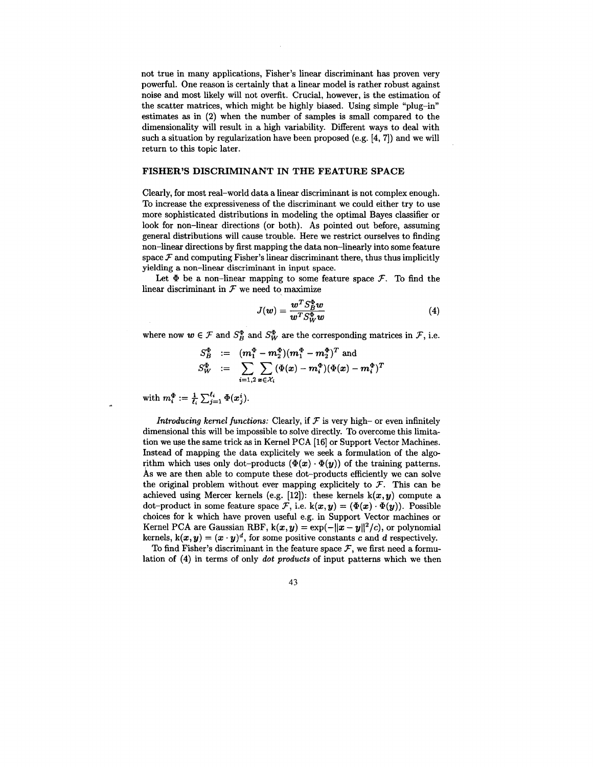not true in many applications, Fisher's linear discriminant has proven very powerful. One reason is certainly that a linear model is rather robust against noise and most likely will not overfit. Crucial, however, is the estimation of the scatter matrices, which might be highly biased. Using simple "plug-in" estimates as in (2) when the number of samples is small compared to the dimensionality will result in a high variability. Different ways to deal with such a situation by regularization have been proposed (e.g. [4, 7]) and we will return to this topic later.

## FISHER'S DISCRIMINANT IN THE FEATURE SPACE

Clearly, for most real-world data a linear discriminant is not complex enough. To increase the expressiveness of the discriminant we could either try to use more sophisticated distributions in modeling the optimal Bayes classifier or look for non-linear directions (or both). As pointed out before, assuming general distributions will cause trouble. Here we restrict ourselves to finding non-linear directions by first mapping the data non-linearly into some feature space $\mathcal{F}$ and computing Fisher's linear discriminant there, thus thus implicitly yielding a non-linear discriminant in input space.

Let $\Phi$ be a non-linear mapping to some feature space $\mathcal{F}$. To find the linear discriminant in $\mathcal{F}$ we need to maximize

$$J(\boldsymbol{w}) = \frac{\boldsymbol{w}^T S_B^\Phi \boldsymbol{w}}{\boldsymbol{w}^T S_W^\Phi \boldsymbol{w}} \tag{4}$$

where now $\boldsymbol{w} \in \mathcal{F}$ and $S_B^\Phi$ and $S_W^\Phi$ are the corresponding matrices in $\mathcal{F}$, i.e.

$$\begin{aligned} S_B^\Phi &:= (\boldsymbol{m}_1^\Phi - \boldsymbol{m}_2^\Phi)(\boldsymbol{m}_1^\Phi - \boldsymbol{m}_2^\Phi)^T \text{ and} \\ S_W^\Phi &:= \sum_{i=1,2} \sum_{\boldsymbol{x} \in \mathcal{X}_i} (\Phi(\boldsymbol{x}) - \boldsymbol{m}_i^\Phi)(\Phi(\boldsymbol{x}) - \boldsymbol{m}_i^\Phi)^T \end{aligned}$$

with $\boldsymbol{m}_i^\Phi := \frac{1}{\ell_i} \sum_{j=1}^{\ell_i} \Phi(\boldsymbol{x}_j^i)$.

*Introducing kernel functions:* Clearly, if $\mathcal{F}$ is very high- or even infinitely dimensional this will be impossible to solve directly. To overcome this limitation we use the same trick as in Kernel PCA [16] or Support Vector Machines. Instead of mapping the data explicitely we seek a formulation of the algorithm which uses only dot-products $(\Phi(\boldsymbol{x}) \cdot \Phi(\boldsymbol{y}))$ of the training patterns. As we are then able to compute these dot-products efficiently we can solve the original problem without ever mapping explicitely to $\mathcal{F}$. This can be achieved using Mercer kernels (e.g. [12]): these kernels $\mathrm{k}(\boldsymbol{x}, \boldsymbol{y})$ compute a dot-product in some feature space $\mathcal{F}$, i.e. $\mathrm{k}(\boldsymbol{x}, \boldsymbol{y}) = (\Phi(\boldsymbol{x}) \cdot \Phi(\boldsymbol{y}))$. Possible choices for k which have proven useful e.g. in Support Vector machines or Kernel PCA are Gaussian RBF, $\mathrm{k}(\boldsymbol{x}, \boldsymbol{y}) = \exp(-\|\boldsymbol{x} - \boldsymbol{y}\|^2/c)$, or polynomial kernels, $\mathrm{k}(\boldsymbol{x}, \boldsymbol{y}) = (\boldsymbol{x} \cdot \boldsymbol{y})^d$, for some positive constants $c$ and $d$ respectively.

To find Fisher's discriminant in the feature space $\mathcal{F}$, we first need a formulation of (4) in terms of only *dot products* of input patterns which we then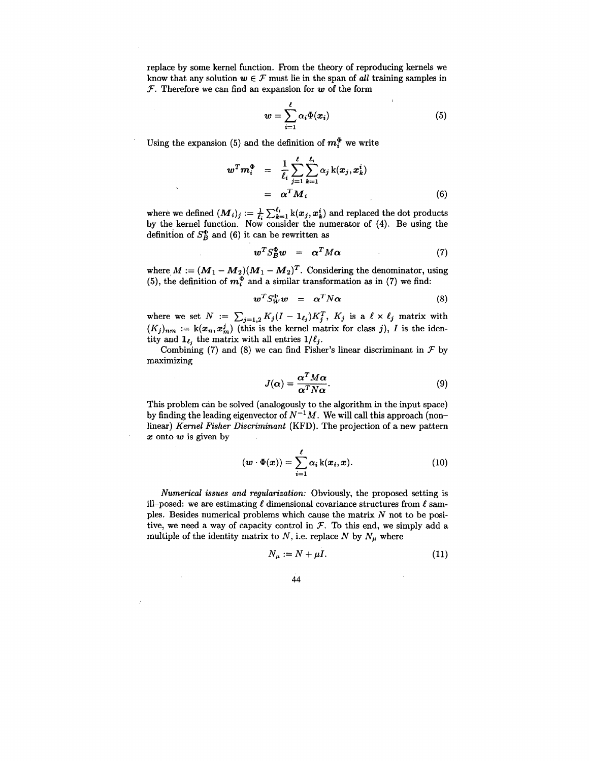replace by some kernel function. From the theory of reproducing kernels we know that any solution $\boldsymbol{w} \in \mathcal{F}$ must lie in the span of *all* training samples in $\mathcal{F}$. Therefore we can find an expansion for $\boldsymbol{w}$ of the form

$$\boldsymbol{w} = \sum_{i=1}^{\ell} \alpha_i \Phi(\boldsymbol{x}_i) \tag{5}$$

Using the expansion (5) and the definition of $\boldsymbol{m}_i^\Phi$ we write

$$\begin{aligned} \boldsymbol{w}^T \boldsymbol{m}_i^\Phi &= \frac{1}{\ell_i} \sum_{j=1}^{\ell} \sum_{k=1}^{\ell_i} \alpha_j \, \mathrm{k}(\boldsymbol{x}_j, \boldsymbol{x}_k^i) \\ &= \boldsymbol{\alpha}^T \boldsymbol{M}_i \end{aligned} \tag{6}$$

where we defined $(\boldsymbol{M}_i)_j := \frac{1}{\ell_i} \sum_{k=1}^{\ell_i} \mathrm{k}(\boldsymbol{x}_j, \boldsymbol{x}_k^i)$ and replaced the dot products by the kernel function. Now consider the numerator of (4). Be using the definition of $S_B^\Phi$ and (6) it can be rewritten as

$$\boldsymbol{w}^T S_B^\Phi \boldsymbol{w} = \boldsymbol{\alpha}^T M \boldsymbol{\alpha} \tag{7}$$

where $M := (\boldsymbol{M}_1 - \boldsymbol{M}_2)(\boldsymbol{M}_1 - \boldsymbol{M}_2)^T$. Considering the denominator, using (5), the definition of $\boldsymbol{m}_i^\Phi$ and a similar transformation as in (7) we find:

$$\boldsymbol{w}^T S_W^\Phi \boldsymbol{w} = \boldsymbol{\alpha}^T N \boldsymbol{\alpha} \tag{8}$$

where we set $N := \sum_{j=1,2} K_j (I - \mathbf{1}_{\ell_j}) K_j^T$, $K_j$ is a $\ell \times \ell_j$ matrix with $(K_j)_{nm} := \mathrm{k}(\boldsymbol{x}_n, \boldsymbol{x}_m^j)$ (this is the kernel matrix for class $j$), $I$ is the identity and $\mathbf{1}_{\ell_j}$ the matrix with all entries $1/\ell_j$.

Combining (7) and (8) we can find Fisher's linear discriminant in $\mathcal{F}$ by maximizing

$$J(\boldsymbol{\alpha}) = \frac{\boldsymbol{\alpha}^T M \boldsymbol{\alpha}}{\boldsymbol{\alpha}^T N \boldsymbol{\alpha}}. \tag{9}$$

This problem can be solved (analogously to the algorithm in the input space) by finding the leading eigenvector of $N^{-1}M$. We will call this approach (nonlinear) *Kernel Fisher Discriminant* (KFD). The projection of a new pattern $\boldsymbol{x}$ onto $\boldsymbol{w}$ is given by

$$(\boldsymbol{w} \cdot \Phi(\boldsymbol{x})) = \sum_{i=1}^{\ell} \alpha_i \, \mathrm{k}(\boldsymbol{x}_i, \boldsymbol{x}). \tag{10}$$

*Numerical issues and regularization:* Obviously, the proposed setting is ill–posed: we are estimating $\ell$ dimensional covariance structures from $\ell$ samples. Besides numerical problems which cause the matrix $N$ not to be positive, we need a way of capacity control in $\mathcal{F}$. To this end, we simply add a multiple of the identity matrix to $N$, i.e. replace $N$ by $N_\mu$ where

$$N_\mu := N + \mu I. \tag{11}$$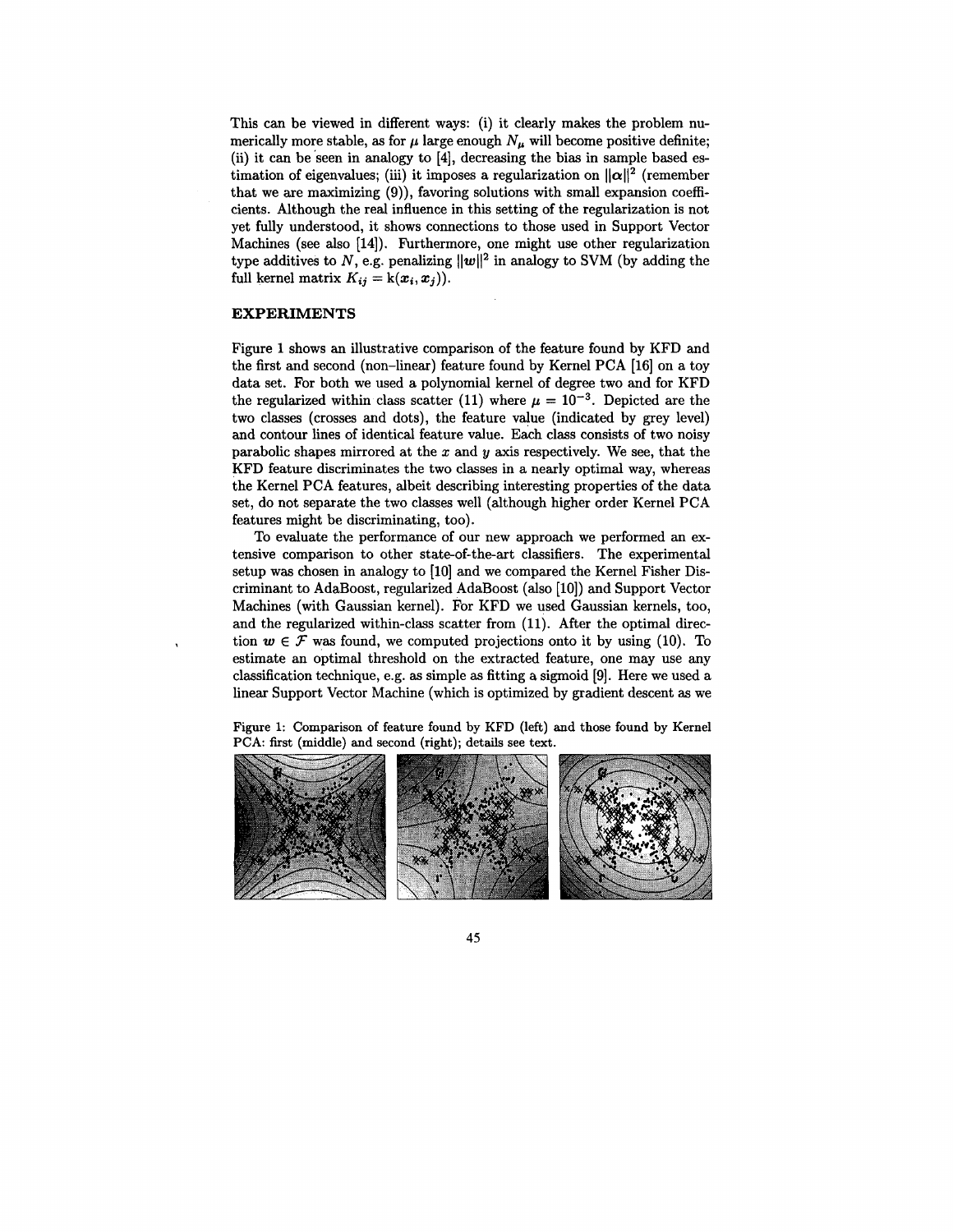This can be viewed in different ways: (i) it clearly makes the problem numerically more stable, as for $\mu$ large enough $N_\mu$ will become positive definite; (ii) it can be seen in analogy to [4], decreasing the bias in sample based estimation of eigenvalues; (iii) it imposes a regularization on $\|\boldsymbol{\alpha}\|^2$ (remember that we are maximizing (9)), favoring solutions with small expansion coefficients. Although the real influence in this setting of the regularization is not yet fully understood, it shows connections to those used in Support Vector Machines (see also [14]). Furthermore, one might use other regularization type additives to $N$, e.g. penalizing $\|\boldsymbol{w}\|^2$ in analogy to SVM (by adding the full kernel matrix $K_{ij} = \mathrm{k}(\boldsymbol{x}_i, \boldsymbol{x}_j)$).

## EXPERIMENTS

Figure 1 shows an illustrative comparison of the feature found by KFD and the first and second (non-linear) feature found by Kernel PCA [16] on a toy data set. For both we used a polynomial kernel of degree two and for KFD the regularized within class scatter (11) where $\mu = 10^{-3}$. Depicted are the two classes (crosses and dots), the feature value (indicated by grey level) and contour lines of identical feature value. Each class consists of two noisy parabolic shapes mirrored at the $x$ and $y$ axis respectively. We see, that the KFD feature discriminates the two classes in a nearly optimal way, whereas the Kernel PCA features, albeit describing interesting properties of the data set, do not separate the two classes well (although higher order Kernel PCA features might be discriminating, too).

To evaluate the performance of our new approach we performed an extensive comparison to other state-of-the-art classifiers. The experimental setup was chosen in analogy to [10] and we compared the Kernel Fisher Discriminant to AdaBoost, regularized AdaBoost (also [10]) and Support Vector Machines (with Gaussian kernel). For KFD we used Gaussian kernels, too, and the regularized within-class scatter from (11). After the optimal direction $\boldsymbol{w} \in \mathcal{F}$ was found, we computed projections onto it by using (10). To estimate an optimal threshold on the extracted feature, one may use any classification technique, e.g. as simple as fitting a sigmoid [9]. Here we used a linear Support Vector Machine (which is optimized by gradient descent as we

Figure 1: Comparison of feature found by KFD (left) and those found by Kernel PCA: first (middle) and second (right); details see text.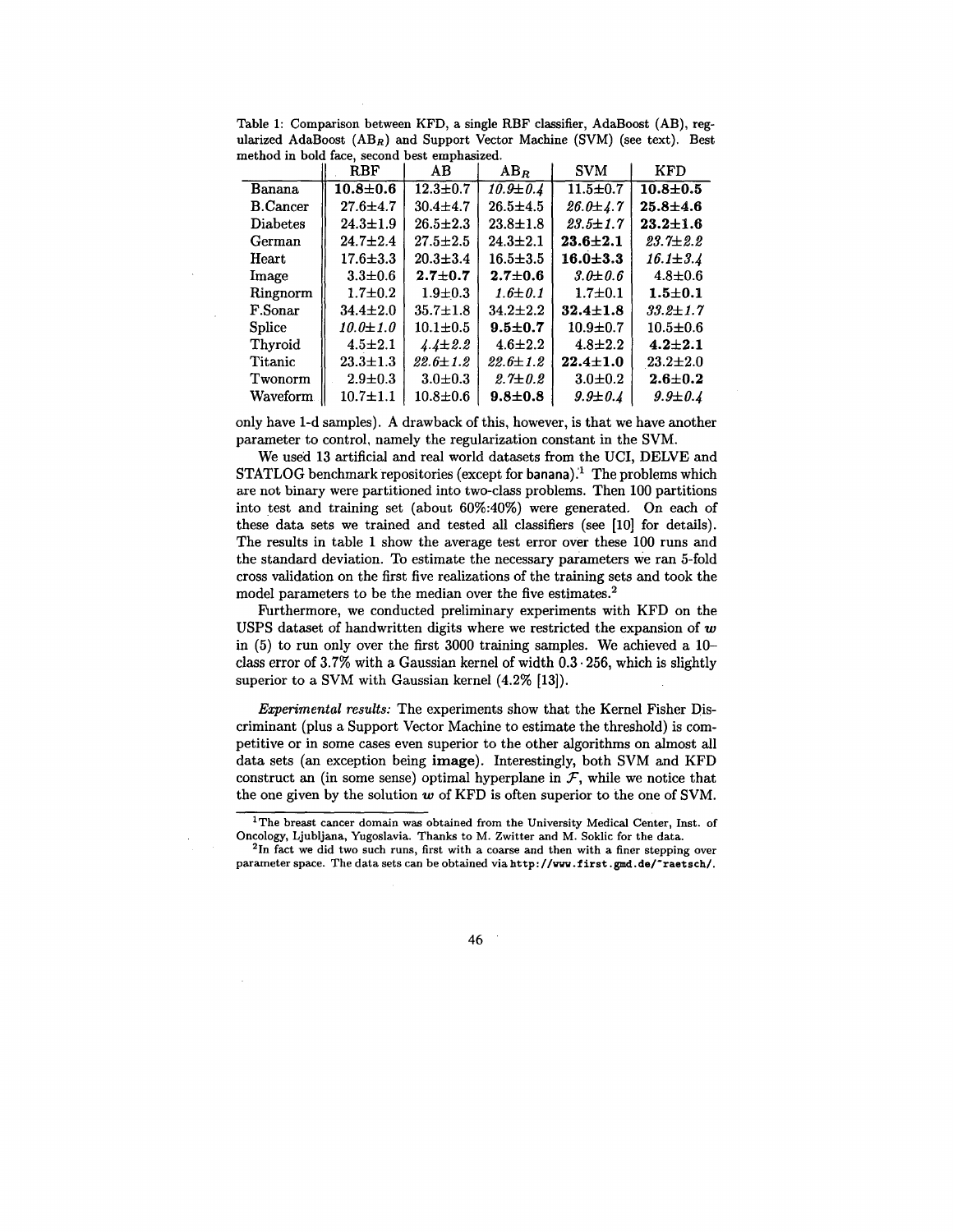Table 1: Comparison between KFD, a single RBF classifier, AdaBoost (AB), regularized AdaBoost ($AB_R$) and Support Vector Machine (SVM) (see text). Best method in bold face, second best emphasized.

| | RBF | AB | $AB_R$ | SVM | KFD |
|---|---|---|---|---|---|
| Banana | **10.8±0.6** | 12.3±0.7 | *10.9±0.4* | 11.5±0.7 | **10.8±0.5** |
| B.Cancer | 27.6±4.7 | 30.4±4.7 | 26.5±4.5 | *26.0±4.7* | **25.8±4.6** |
| Diabetes | 24.3±1.9 | 26.5±2.3 | 23.8±1.8 | *23.5±1.7* | **23.2±1.6** |
| German | 24.7±2.4 | 27.5±2.5 | 24.3±2.1 | **23.6±2.1** | *23.7±2.2* |
| Heart | 17.6±3.3 | 20.3±3.4 | 16.5±3.5 | **16.0±3.3** | *16.1±3.4* |
| Image | 3.3±0.6 | **2.7±0.7** | **2.7±0.6** | *3.0±0.6* | 4.8±0.6 |
| Ringnorm | 1.7±0.2 | 1.9±0.3 | *1.6±0.1* | 1.7±0.1 | **1.5±0.1** |
| F.Sonar | 34.4±2.0 | 35.7±1.8 | 34.2±2.2 | **32.4±1.8** | *33.2±1.7* |
| Splice | *10.0±1.0* | 10.1±0.5 | **9.5±0.7** | 10.9±0.7 | 10.5±0.6 |
| Thyroid | 4.5±2.1 | *4.4±2.2* | 4.6±2.2 | 4.8±2.2 | **4.2±2.1** |
| Titanic | 23.3±1.3 | *22.6±1.2* | *22.6±1.2* | **22.4±1.0** | 23.2±2.0 |
| Twonorm | 2.9±0.3 | 3.0±0.3 | *2.7±0.2* | 3.0±0.2 | **2.6±0.2** |
| Waveform | 10.7±1.1 | 10.8±0.6 | **9.8±0.8** | *9.9±0.4* | *9.9±0.4* |

only have 1-d samples). A drawback of this, however, is that we have another parameter to control, namely the regularization constant in the SVM.

We used 13 artificial and real world datasets from the UCI, DELVE and STATLOG benchmark repositories (except for banana).[1] The problems which are not binary were partitioned into two-class problems. Then 100 partitions into test and training set (about 60%:40%) were generated. On each of these data sets we trained and tested all classifiers (see [10] for details). The results in table 1 show the average test error over these 100 runs and the standard deviation. To estimate the necessary parameters we ran 5-fold cross validation on the first five realizations of the training sets and took the model parameters to be the median over the five estimates.[2]

Furthermore, we conducted preliminary experiments with KFD on the USPS dataset of handwritten digits where we restricted the expansion of $\boldsymbol{w}$ in (5) to run only over the first 3000 training samples. We achieved a 10–class error of 3.7% with a Gaussian kernel of width $0.3 \cdot 256$, which is slightly superior to a SVM with Gaussian kernel (4.2% [13]).

*Experimental results:* The experiments show that the Kernel Fisher Discriminant (plus a Support Vector Machine to estimate the threshold) is competitive or in some cases even superior to the other algorithms on almost all data sets (an exception being **image**). Interestingly, both SVM and KFD construct an (in some sense) optimal hyperplane in $\mathcal{F}$, while we notice that the one given by the solution $\boldsymbol{w}$ of KFD is often superior to the one of SVM.

[1] The breast cancer domain was obtained from the University Medical Center, Inst. of Oncology, Ljubljana, Yugoslavia. Thanks to M. Zwitter and M. Soklic for the data.

[2] In fact we did two such runs, first with a coarse and then with a finer stepping over parameter space. The data sets can be obtained via `http://www.first.gmd.de/~raetsch/`.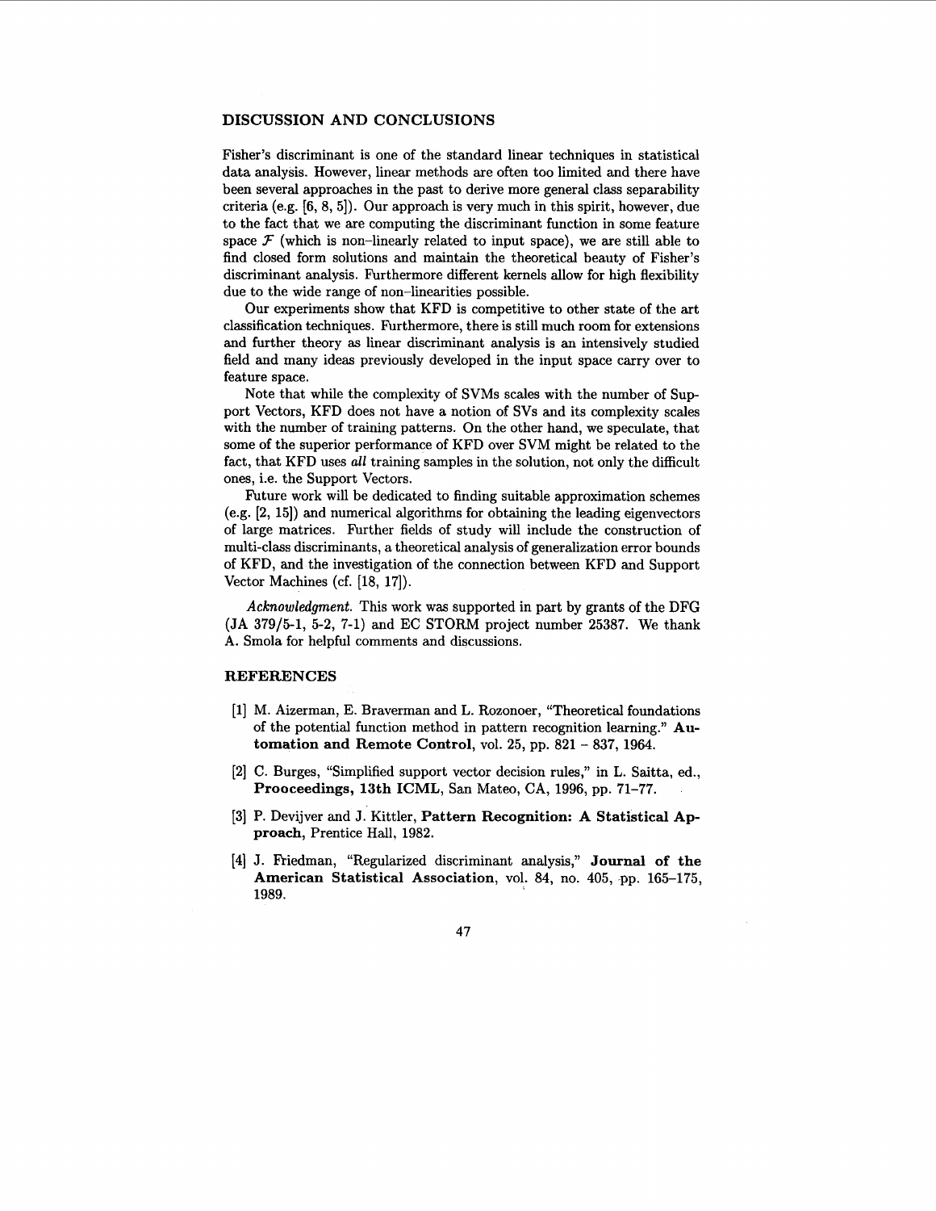## DISCUSSION AND CONCLUSIONS

Fisher's discriminant is one of the standard linear techniques in statistical data analysis. However, linear methods are often too limited and there have been several approaches in the past to derive more general class separability criteria (e.g. [6, 8, 5]). Our approach is very much in this spirit, however, due to the fact that we are computing the discriminant function in some feature space $\mathcal{F}$ (which is non–linearly related to input space), we are still able to find closed form solutions and maintain the theoretical beauty of Fisher's discriminant analysis. Furthermore different kernels allow for high flexibility due to the wide range of non–linearities possible.

Our experiments show that KFD is competitive to other state of the art classification techniques. Furthermore, there is still much room for extensions and further theory as linear discriminant analysis is an intensively studied field and many ideas previously developed in the input space carry over to feature space.

Note that while the complexity of SVMs scales with the number of Support Vectors, KFD does not have a notion of SVs and its complexity scales with the number of training patterns. On the other hand, we speculate, that some of the superior performance of KFD over SVM might be related to the fact, that KFD uses *all* training samples in the solution, not only the difficult ones, i.e. the Support Vectors.

Future work will be dedicated to finding suitable approximation schemes (e.g. [2, 15]) and numerical algorithms for obtaining the leading eigenvectors of large matrices. Further fields of study will include the construction of multi-class discriminants, a theoretical analysis of generalization error bounds of KFD, and the investigation of the connection between KFD and Support Vector Machines (cf. [18, 17]).

*Acknowledgment.* This work was supported in part by grants of the DFG (JA 379/5-1, 5-2, 7-1) and EC STORM project number 25387. We thank A. Smola for helpful comments and discussions.

## REFERENCES

[1] M. Aizerman, E. Braverman and L. Rozonoer, "Theoretical foundations of the potential function method in pattern recognition learning." **Automation and Remote Control**, vol. 25, pp. 821 – 837, 1964.

[2] C. Burges, "Simplified support vector decision rules," in L. Saitta, ed., **Prooceedings, 13th ICML**, San Mateo, CA, 1996, pp. 71–77.

[3] P. Devijver and J. Kittler, **Pattern Recognition: A Statistical Approach**, Prentice Hall, 1982.

[4] J. Friedman, "Regularized discriminant analysis," **Journal of the American Statistical Association**, vol. 84, no. 405, pp. 165–175, 1989.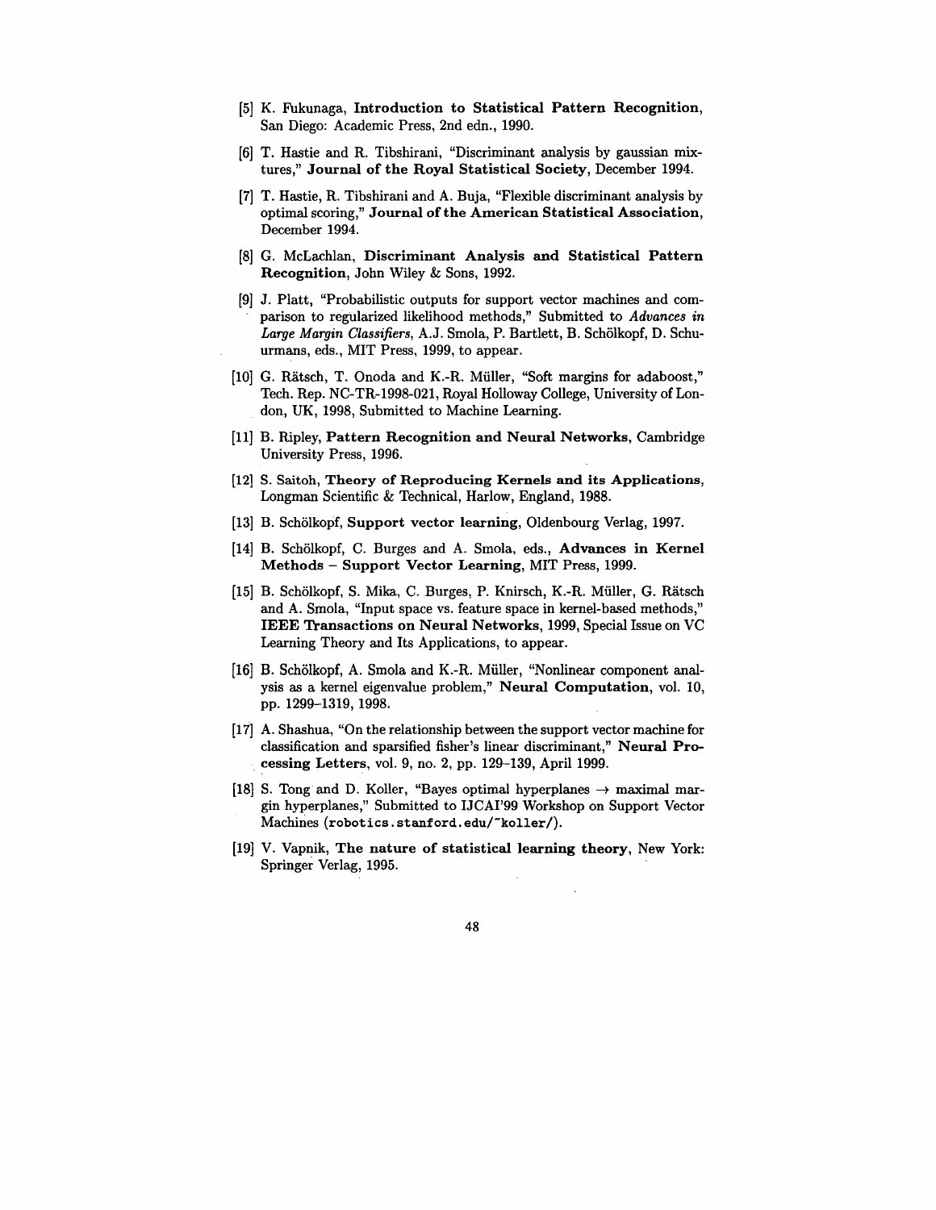[5] K. Fukunaga, **Introduction to Statistical Pattern Recognition**, San Diego: Academic Press, 2nd edn., 1990.

[6] T. Hastie and R. Tibshirani, "Discriminant analysis by gaussian mixtures," **Journal of the Royal Statistical Society**, December 1994.

[7] T. Hastie, R. Tibshirani and A. Buja, "Flexible discriminant analysis by optimal scoring," **Journal of the American Statistical Association**, December 1994.

[8] G. McLachlan, **Discriminant Analysis and Statistical Pattern Recognition**, John Wiley & Sons, 1992.

[9] J. Platt, "Probabilistic outputs for support vector machines and comparison to regularized likelihood methods," Submitted to *Advances in Large Margin Classifiers*, A.J. Smola, P. Bartlett, B. Schölkopf, D. Schuurmans, eds., MIT Press, 1999, to appear.

[10] G. Rätsch, T. Onoda and K.-R. Müller, "Soft margins for adaboost," Tech. Rep. NC-TR-1998-021, Royal Holloway College, University of London, UK, 1998, Submitted to Machine Learning.

[11] B. Ripley, **Pattern Recognition and Neural Networks**, Cambridge University Press, 1996.

[12] S. Saitoh, **Theory of Reproducing Kernels and its Applications**, Longman Scientific & Technical, Harlow, England, 1988.

[13] B. Schölkopf, **Support vector learning**, Oldenbourg Verlag, 1997.

[14] B. Schölkopf, C. Burges and A. Smola, eds., **Advances in Kernel Methods – Support Vector Learning**, MIT Press, 1999.

[15] B. Schölkopf, S. Mika, C. Burges, P. Knirsch, K.-R. Müller, G. Rätsch and A. Smola, "Input space vs. feature space in kernel-based methods," **IEEE Transactions on Neural Networks**, 1999, Special Issue on VC Learning Theory and Its Applications, to appear.

[16] B. Schölkopf, A. Smola and K.-R. Müller, "Nonlinear component analysis as a kernel eigenvalue problem," **Neural Computation**, vol. 10, pp. 1299–1319, 1998.

[17] A. Shashua, "On the relationship between the support vector machine for classification and sparsified fisher's linear discriminant," **Neural Processing Letters**, vol. 9, no. 2, pp. 129–139, April 1999.

[18] S. Tong and D. Koller, "Bayes optimal hyperplanes $\rightarrow$ maximal margin hyperplanes," Submitted to IJCAI'99 Workshop on Support Vector Machines (`robotics.stanford.edu/~koller/`).

[19] V. Vapnik, **The nature of statistical learning theory**, New York: Springer Verlag, 1995.